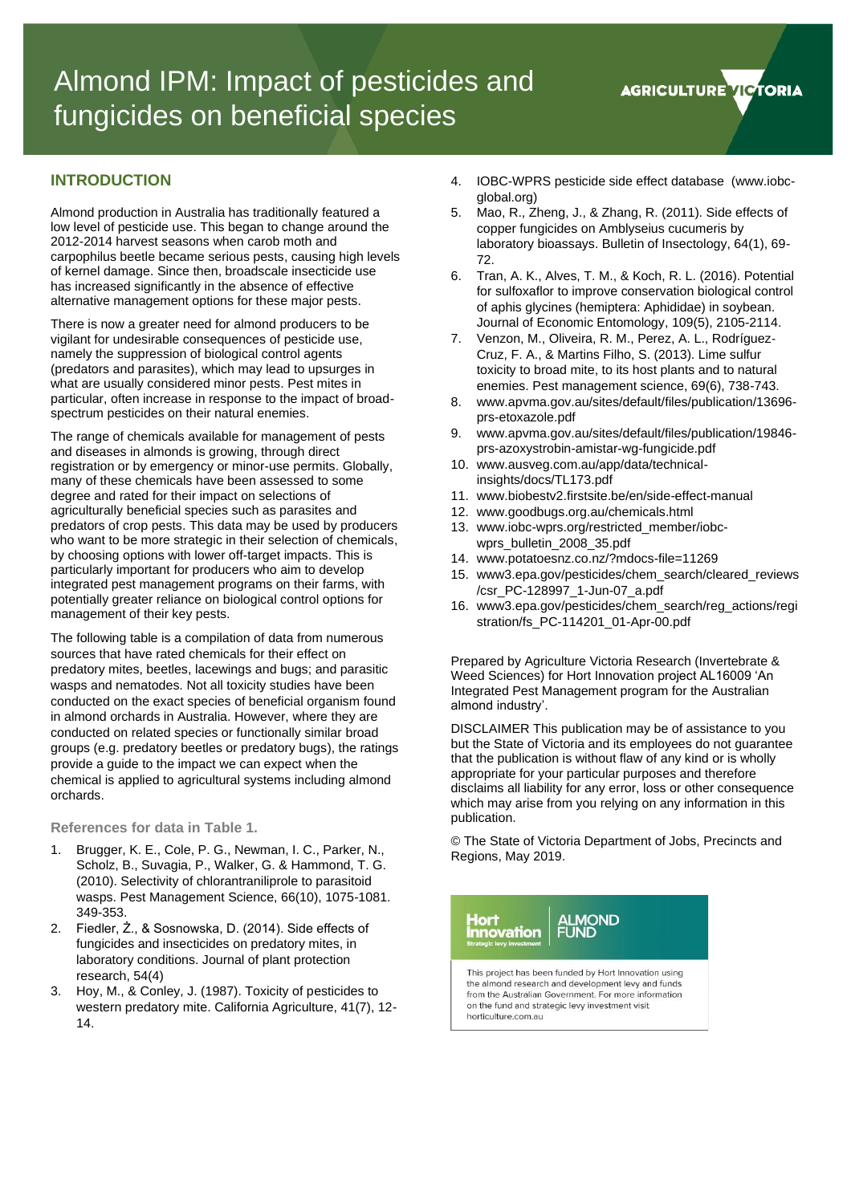# Almond IPM: Impact of pesticides and fungicides on beneficial species

AGRICULTURE VICTORIA

## INTRODUCTION

Almond production in Australia has traditionally featured a low level of pesticide use. This began to change around the 2012-2014 harvest seasons when carob moth and carpophilus beetle became serious pests, causing high levels of kernel damage. Since then, broadscale insecticide use has increased significantly in the absence of effective alternative management options for these major pests.

There is now a greater need for almond producers to be vigilant for undesirable consequences of pesticide use, namely the suppression of biological control agents (predators and parasites), which may lead to upsurges in what are usually considered minor pests. Pest mites in particular, often increase in response to the impact of broad-spectrum pesticides on their natural enemies.

The range of chemicals available for management of pests and diseases in almonds is growing, through direct registration or by emergency or minor-use permits. Globally, many of these chemicals have been assessed to some degree and rated for their impact on selections of agriculturally beneficial species such as parasites and predators of crop pests. This data may be used by producers who want to be more strategic in their selection of chemicals, by choosing options with lower off-target impacts. This is particularly important for producers who aim to develop integrated pest management programs on their farms, with potentially greater reliance on biological control options for management of their key pests.

The following table is a compilation of data from numerous sources that have rated chemicals for their effect on predatory mites, beetles, lacewings and bugs; and parasitic wasps and nematodes. Not all toxicity studies have been conducted on the exact species of beneficial organism found in almond orchards in Australia. However, where they are conducted on related species or functionally similar broad groups (e.g. predatory beetles or predatory bugs), the ratings provide a guide to the impact we can expect when the chemical is applied to agricultural systems including almond orchards.

### References for data in Table 1.

1. Brugger, K. E., Cole, P. G., Newman, I. C., Parker, N., Scholz, B., Suvagia, P., Walker, G. & Hammond, T. G. (2010). Selectivity of chlorantraniliprole to parasitoid wasps. Pest Management Science, 66(10), 1075-1081. 349-353.
2. Fiedler, Ż., & Sosnowska, D. (2014). Side effects of fungicides and insecticides on predatory mites, in laboratory conditions. Journal of plant protection research, 54(4)
3. Hoy, M., & Conley, J. (1987). Toxicity of pesticides to western predatory mite. California Agriculture, 41(7), 12-14.
4. IOBC-WPRS pesticide side effect database (www.iobc-global.org)
5. Mao, R., Zheng, J., & Zhang, R. (2011). Side effects of copper fungicides on Amblyseius cucumeris by laboratory bioassays. Bulletin of Insectology, 64(1), 69-72.
6. Tran, A. K., Alves, T. M., & Koch, R. L. (2016). Potential for sulfoxaflor to improve conservation biological control of aphis glycines (hemiptera: Aphididae) in soybean. Journal of Economic Entomology, 109(5), 2105-2114.
7. Venzon, M., Oliveira, R. M., Perez, A. L., Rodríguez-Cruz, F. A., & Martins Filho, S. (2013). Lime sulfur toxicity to broad mite, to its host plants and to natural enemies. Pest management science, 69(6), 738-743.
8. www.apvma.gov.au/sites/default/files/publication/13696-prs-etoxazole.pdf
9. www.apvma.gov.au/sites/default/files/publication/19846-prs-azoxystrobin-amistar-wg-fungicide.pdf
10. www.ausveg.com.au/app/data/technical-insights/docs/TL173.pdf
11. www.biobestv2.firstsite.be/en/side-effect-manual
12. www.goodbugs.org.au/chemicals.html
13. www.iobc-wprs.org/restricted_member/iobc-wprs_bulletin_2008_35.pdf
14. www.potatoesnz.co.nz/?mdocs-file=11269
15. www3.epa.gov/pesticides/chem_search/cleared_reviews/csr_PC-128997_1-Jun-07_a.pdf
16. www3.epa.gov/pesticides/chem_search/reg_actions/registration/fs_PC-114201_01-Apr-00.pdf

Prepared by Agriculture Victoria Research (Invertebrate & Weed Sciences) for Hort Innovation project AL16009 'An Integrated Pest Management program for the Australian almond industry'.

DISCLAIMER This publication may be of assistance to you but the State of Victoria and its employees do not guarantee that the publication is without flaw of any kind or is wholly appropriate for your particular purposes and therefore disclaims all liability for any error, loss or other consequence which may arise from you relying on any information in this publication.

© The State of Victoria Department of Jobs, Precincts and Regions, May 2019.

Hort Innovation | ALMOND FUND

Strategic levy investment

This project has been funded by Hort Innovation using the almond research and development levy and funds from the Australian Government. For more information on the fund and strategic levy investment visit horticulture.com.au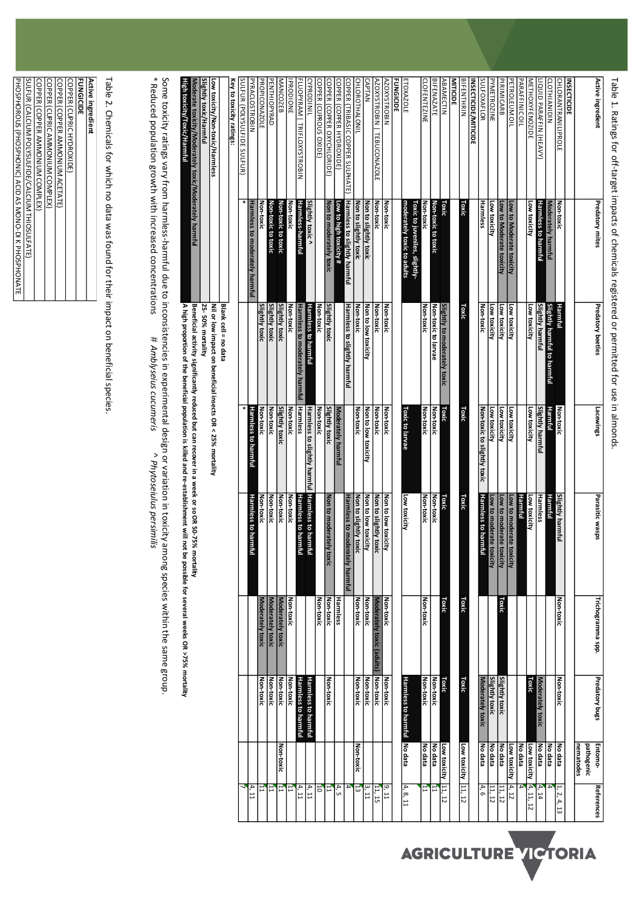Table 1. Ratings for off-target impacts of chemicals registered or permitted for use in almonds.

| Active ingredient | Predatory mites | Predatory beetles | Lacewings | Parasitic wasps | Trichogramma spp. | Predatory bugs | Entomo-pathogenic nematodes | References |
|---|---|---|---|---|---|---|---|---|
| **INSECTICIDE** | | | | | | | | |
| CHLORANTRANILIPROLE | Non-toxic | Harmful | Non-toxic | Slightly harmful | Non-toxic | Non-toxic | No data | 1, 2, 4, 13 |
| CLOTHIANIDIN | Moderately harmful | Slightly harmful to harmful | Harmful | Harmful | | | No data | 4 |
| LIQUID PARAFFIN (HEAVY) | Harmless to harmful | Slightly harmful | Slightly harmful | Harmless | | Moderately toxic | No data | 4, 14 |
| METHOXYFENOZIDE | Low toxicity | Low toxicity | Low toxicity | Low toxicity | | Toxic | Low toxicity | 4, 11, 12 |
| PARAFFINIC OIL | | | | Harmful | | | No data | 4 |
| PETROLEUM OIL | Low to Moderate toxicity | Low toxicity | Low toxicity | Low to moderate toxicity | | | Low toxicity | 4, 12 |
| PIRIMICARB | Low to Moderate toxicity | Low toxicity | Low toxicity | Low to moderate toxicity | Toxic | Slightly toxic | No data | 11, 12 |
| PYMETROZINE | Low toxicity | Low toxicity | Low toxicity | Low to moderate toxicity | | Slightly toxic | No data | 11, 12 |
| SULFOXAFLOR | Harmless | Non-toxic | Non-toxic to slightly toxic | Harmless to harmful | | Moderately toxic | No data | 4, 6 |
| **INSECTICIDE/MITICIDE** | | | | | | | | |
| BIFENTHRIN | Toxic | Toxic | Toxic | Toxic | Toxic | Toxic | Low toxicity | 11, 12 |
| **MITICIDE** | | | | | | | | |
| ABAMECTIN | Toxic | Slightly to moderately toxic | Toxic | Toxic | Toxic | Toxic | Low toxicity | 11, 12 |
| BIFENAZATE | Non-toxic to toxic | Non-toxic to larvae | Non-toxic | Non-toxic | | Non-toxic | No data | 11 |
| CLOFENTEZINE | Non-toxic | Non-toxic | Non-toxic | Non-toxic | Non-toxic | Non-toxic | No data | 11 |
| ETOXAZOLE | Toxic to juveniles, slightly-moderately toxic to adults | | Toxic to larvae | Low toxicity | | Harmless to harmful | No data | 4, 8, 11 |
| **FUNGICIDE** | | | | | | | | |
| AZOXYSTROBIN | Non-toxic | Non-toxic | Non-toxic | Non to low toxicity | Non-toxic | Non-toxic | | 9, 11 |
| AZOXYSTROBIN \| TEBUCONAZOLE | Non-toxic | Non-toxic | Non-toxic | Non to slightly toxic | Moderately toxic (adults) | Non-toxic | | 11, 15 |
| CAPTAN | Non to slightly toxic | Non to low toxicity | Non to low toxicity | Non to low toxicity | Non-toxic | Non-toxic | | 3, 11 |
| CHLOROTHALONIL | Non to slightly toxic | Non-toxic | Non-toxic | Non to slightly toxic | Non-toxic | Non-toxic | Non-toxic | 13 |
| COPPER (TRIBASIC COPPER SULPHATE) | Harmless to slightly harmful | Harmless to slightly harmful | | Harmless to moderately harmful | | | | 4 |
| COPPER (COPPER HYDROXIDE) | Low to high toxicity # | | Moderately harmful | | Harmless | | | 4, 5 |
| COPPER (COPPER OXYCHLORIDE) | Non to moderately toxic | Slightly toxic | Slightly toxic | Non to moderately toxic | Non-toxic | Non-toxic | | 11 |
| COPPER (CUPROUS OXIDE) | | Non-toxic | Non-toxic | | Non-toxic | | | 10 |
| CYPRODINIL | Slightly toxic ^ | Harmless to harmful | Harmless to slightly harmful | Harmless to harmful | | Harmless to harmful | | 4, 11 |
| FLUOPYRAM \| TRIFLOXYSTROBIN | Harmless-harmful | Harmless to moderately harmful | Harmless | Harmless to harmful | | Harmless to harmful | | 4, 11 |
| IPRODIONE | Non-toxic | Non-toxic | Non-toxic | Non-toxic | Non-toxic | Non-toxic | | 11 |
| MANCOZEB | Non-toxic to toxic | Slightly toxic | Slightly toxic | Non-toxic | Moderately toxic | Non-toxic | Non-toxic | 11 |
| PENTHIOPYRAD | Non-toxic to toxic | Slightly toxic | Non-toxic | Non-toxic | Moderately toxic | Non-toxic | | 11 |
| PROPICONAZOLE | Non-toxic | Slightly toxic | Non-toxic | Non-toxic | Moderately toxic | Non-toxic | | 11 |
| PYRACLOSTROBIN | Harmless to moderately harmful | | Harmless to harmful | Harmless to harmful | | | | 4, 11 |
| SULFUR (POLYSULFIDE SULFUR) | * | | * | | | | | 7 |

**Key to toxicity ratings:**

| | |
|---|---|
| | Blank cell = no data |
| Low toxicity/Non-toxic/Harmless | Nil or low impact on beneficial insects OR < 25% mortality |
| Slightly toxic/Harmful | 25- 50% mortality |
| Moderate toxicity/Moderately toxic/Moderately harmful | Beneficial activity significantly reduced but can recover in a week or so OR 50-75% mortality |
| High toxicity/Toxic/Harmful | A high proportion of the beneficial population is killed and re-establishment will not be possible for several weeks OR >75% mortality |

Some toxicity ratings vary from harmless-harmful due to inconsistencies in experimental design or variation in toxicity among species within the same group.

\* Reduced population growth with increased concentrations   # *Amblyseius cucumeris*   ^ *Phytoseiulus persimilis*

Table 2. Chemicals for which no data was found for their impact on beneficial species.

| Active ingredient |
|---|
| **FUNGICIDE** |
| COPPER (CUPRIC HYDROXIDE) |
| COPPER (CUPRIC AMMONIUM ACETATE) |
| COPPER (CUPRIC AMMONIUM COMPLEX) |
| COPPER (COPPER AMMONIUM COMPLEX) |
| SULFUR (CALCIUM POLYSULFIDE/CALCIUM THIOSULFATE) |
| PHOSPHOROUS (PHOSPHONIC) ACID AS MONO-DI-K PHOSPHONATE |